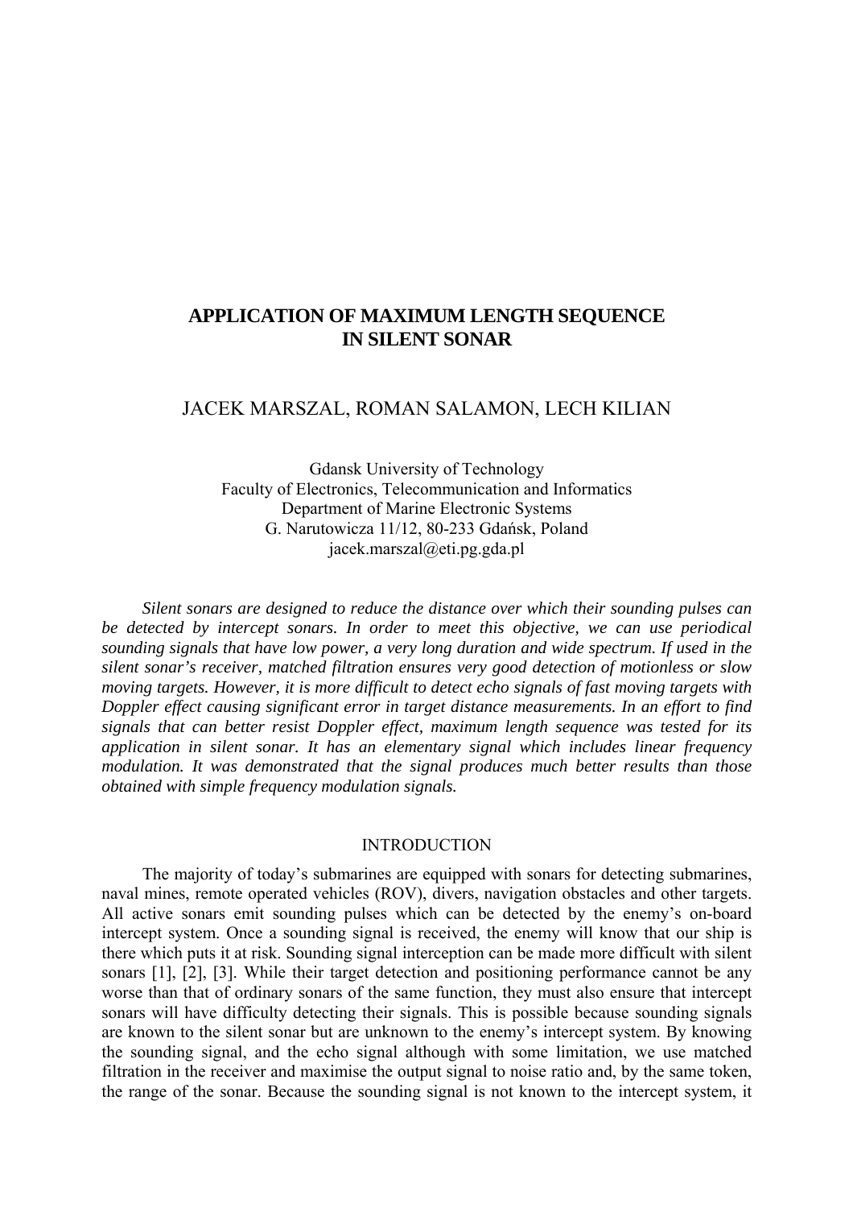# APPLICATION OF MAXIMUM LENGTH SEQUENCE IN SILENT SONAR

## JACEK MARSZAL, ROMAN SALAMON, LECH KILIAN

Gdansk University of Technology
Faculty of Electronics, Telecommunication and Informatics
Department of Marine Electronic Systems
G. Narutowicza 11/12, 80-233 Gdańsk, Poland
jacek.marszal@eti.pg.gda.pl

*Silent sonars are designed to reduce the distance over which their sounding pulses can be detected by intercept sonars. In order to meet this objective, we can use periodical sounding signals that have low power, a very long duration and wide spectrum. If used in the silent sonar's receiver, matched filtration ensures very good detection of motionless or slow moving targets. However, it is more difficult to detect echo signals of fast moving targets with Doppler effect causing significant error in target distance measurements. In an effort to find signals that can better resist Doppler effect, maximum length sequence was tested for its application in silent sonar. It has an elementary signal which includes linear frequency modulation. It was demonstrated that the signal produces much better results than those obtained with simple frequency modulation signals.*

## INTRODUCTION

The majority of today's submarines are equipped with sonars for detecting submarines, naval mines, remote operated vehicles (ROV), divers, navigation obstacles and other targets. All active sonars emit sounding pulses which can be detected by the enemy's on-board intercept system. Once a sounding signal is received, the enemy will know that our ship is there which puts it at risk. Sounding signal interception can be made more difficult with silent sonars [1], [2], [3]. While their target detection and positioning performance cannot be any worse than that of ordinary sonars of the same function, they must also ensure that intercept sonars will have difficulty detecting their signals. This is possible because sounding signals are known to the silent sonar but are unknown to the enemy's intercept system. By knowing the sounding signal, and the echo signal although with some limitation, we use matched filtration in the receiver and maximise the output signal to noise ratio and, by the same token, the range of the sonar. Because the sounding signal is not known to the intercept system, it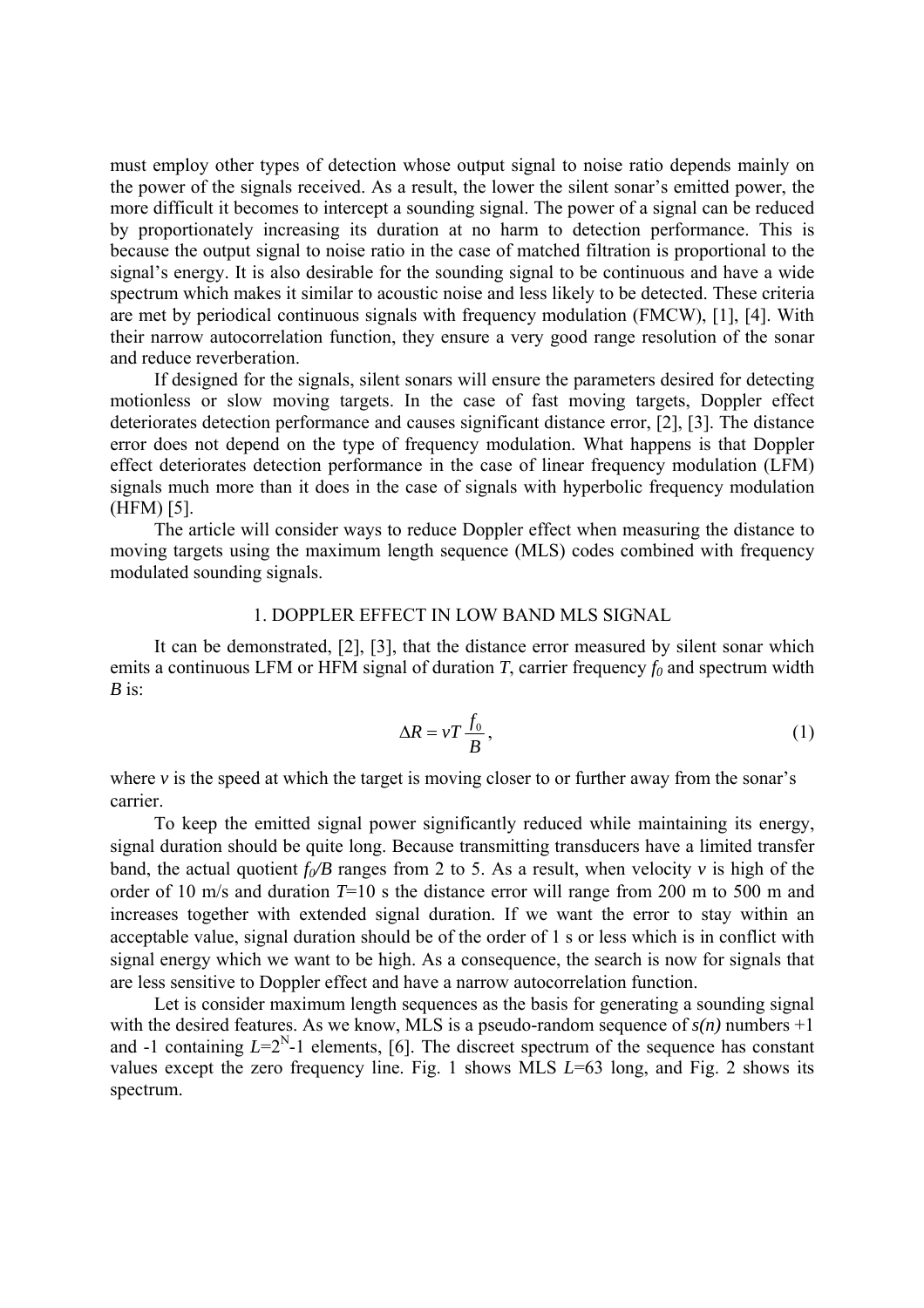must employ other types of detection whose output signal to noise ratio depends mainly on the power of the signals received. As a result, the lower the silent sonar's emitted power, the more difficult it becomes to intercept a sounding signal. The power of a signal can be reduced by proportionately increasing its duration at no harm to detection performance. This is because the output signal to noise ratio in the case of matched filtration is proportional to the signal's energy. It is also desirable for the sounding signal to be continuous and have a wide spectrum which makes it similar to acoustic noise and less likely to be detected. These criteria are met by periodical continuous signals with frequency modulation (FMCW), [1], [4]. With their narrow autocorrelation function, they ensure a very good range resolution of the sonar and reduce reverberation.

If designed for the signals, silent sonars will ensure the parameters desired for detecting motionless or slow moving targets. In the case of fast moving targets, Doppler effect deteriorates detection performance and causes significant distance error, [2], [3]. The distance error does not depend on the type of frequency modulation. What happens is that Doppler effect deteriorates detection performance in the case of linear frequency modulation (LFM) signals much more than it does in the case of signals with hyperbolic frequency modulation (HFM) [5].

The article will consider ways to reduce Doppler effect when measuring the distance to moving targets using the maximum length sequence (MLS) codes combined with frequency modulated sounding signals.

## 1. DOPPLER EFFECT IN LOW BAND MLS SIGNAL

It can be demonstrated, [2], [3], that the distance error measured by silent sonar which emits a continuous LFM or HFM signal of duration *T*, carrier frequency $f_0$ and spectrum width *B* is:

$$\Delta R = vT\,\frac{f_0}{B}, \tag{1}$$

where *v* is the speed at which the target is moving closer to or further away from the sonar's carrier.

To keep the emitted signal power significantly reduced while maintaining its energy, signal duration should be quite long. Because transmitting transducers have a limited transfer band, the actual quotient $f_0/B$ ranges from 2 to 5. As a result, when velocity *v* is high of the order of 10 m/s and duration *T*=10 s the distance error will range from 200 m to 500 m and increases together with extended signal duration. If we want the error to stay within an acceptable value, signal duration should be of the order of 1 s or less which is in conflict with signal energy which we want to be high. As a consequence, the search is now for signals that are less sensitive to Doppler effect and have a narrow autocorrelation function.

Let is consider maximum length sequences as the basis for generating a sounding signal with the desired features. As we know, MLS is a pseudo-random sequence of *s(n)* numbers +1 and -1 containing $L=2^N-1$ elements, [6]. The discreet spectrum of the sequence has constant values except the zero frequency line. Fig. 1 shows MLS *L*=63 long, and Fig. 2 shows its spectrum.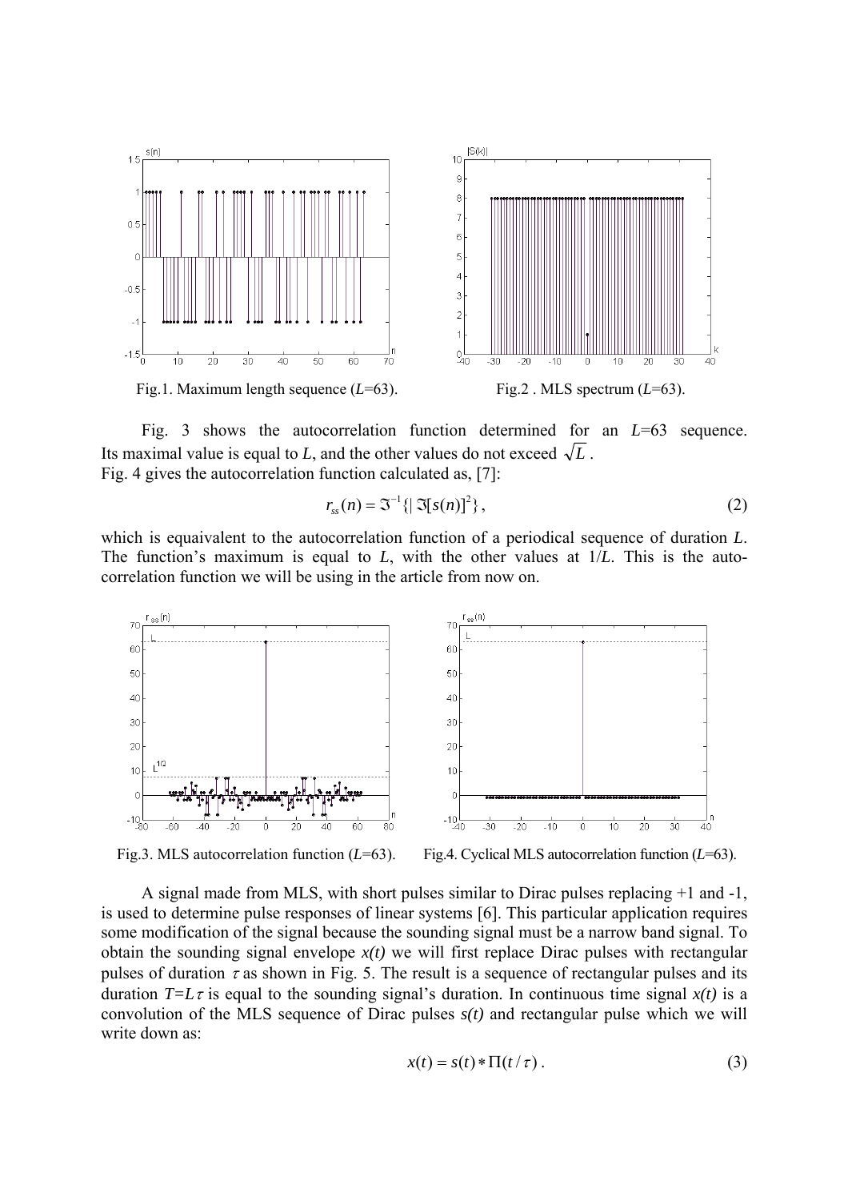Fig.1. Maximum length sequence ($L$=63).

Fig.2 . MLS spectrum ($L$=63).

Fig. 3 shows the autocorrelation function determined for an $L$=63 sequence. Its maximal value is equal to $L$, and the other values do not exceed $\sqrt{L}$.
Fig. 4 gives the autocorrelation function calculated as, [7]:

$$r_{ss}(n) = \Im^{-1}\{|\Im[s(n)]^{2}\}, \tag{2}$$

which is equaivalent to the autocorrelation function of a periodical sequence of duration $L$. The function's maximum is equal to $L$, with the other values at $1/L$. This is the autocorrelation function we will be using in the article from now on.

Fig.3. MLS autocorrelation function ($L$=63).

Fig.4. Cyclical MLS autocorrelation function ($L$=63).

A signal made from MLS, with short pulses similar to Dirac pulses replacing +1 and -1, is used to determine pulse responses of linear systems [6]. This particular application requires some modification of the signal because the sounding signal must be a narrow band signal. To obtain the sounding signal envelope $x(t)$ we will first replace Dirac pulses with rectangular pulses of duration $\tau$ as shown in Fig. 5. The result is a sequence of rectangular pulses and its duration $T=L\tau$ is equal to the sounding signal's duration. In continuous time signal $x(t)$ is a convolution of the MLS sequence of Dirac pulses $s(t)$ and rectangular pulse which we will write down as:

$$x(t) = s(t) * \Pi(t/\tau). \tag{3}$$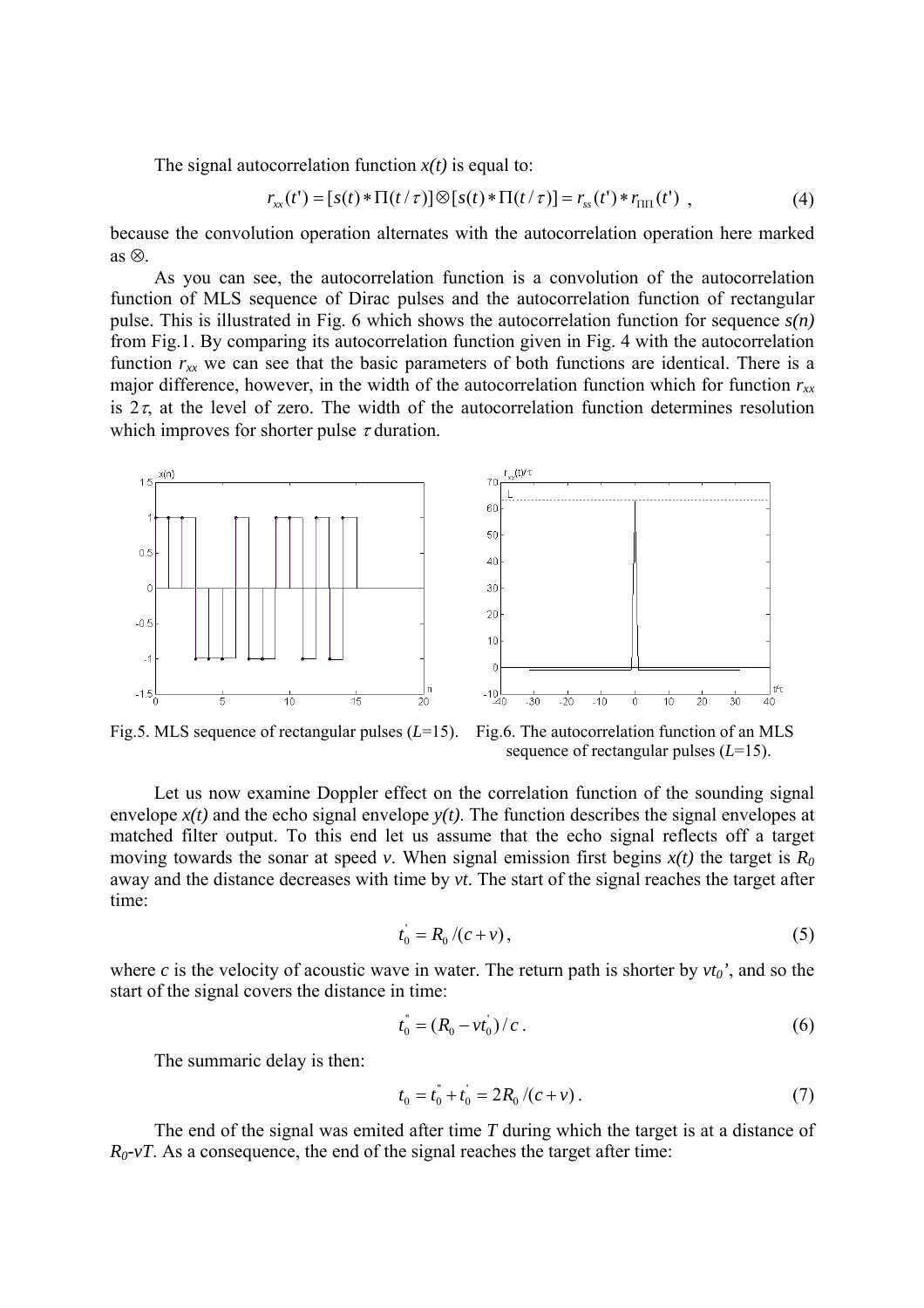The signal autocorrelation function $x(t)$ is equal to:

$$r_{xx}(t') = [s(t) * \Pi(t/\tau)] \otimes [s(t) * \Pi(t/\tau)] = r_{ss}(t') * r_{\Pi\Pi}(t') \ , \tag{4}$$

because the convolution operation alternates with the autocorrelation operation here marked as $\otimes$.

As you can see, the autocorrelation function is a convolution of the autocorrelation function of MLS sequence of Dirac pulses and the autocorrelation function of rectangular pulse. This is illustrated in Fig. 6 which shows the autocorrelation function for sequence $s(n)$ from Fig.1. By comparing its autocorrelation function given in Fig. 4 with the autocorrelation function $r_{xx}$ we can see that the basic parameters of both functions are identical. There is a major difference, however, in the width of the autocorrelation function which for function $r_{xx}$ is $2\tau$, at the level of zero. The width of the autocorrelation function determines resolution which improves for shorter pulse $\tau$ duration.

Fig.5. MLS sequence of rectangular pulses ($L$=15).

Fig.6. The autocorrelation function of an MLS sequence of rectangular pulses ($L$=15).

Let us now examine Doppler effect on the correlation function of the sounding signal envelope $x(t)$ and the echo signal envelope $y(t)$. The function describes the signal envelopes at matched filter output. To this end let us assume that the echo signal reflects off a target moving towards the sonar at speed $v$. When signal emission first begins $x(t)$ the target is $R_0$ away and the distance decreases with time by $vt$. The start of the signal reaches the target after time:

$$t_0^{'} = R_0 / (c + v) , \tag{5}$$

where $c$ is the velocity of acoustic wave in water. The return path is shorter by $vt_0'$, and so the start of the signal covers the distance in time:

$$t_0^{''} = (R_0 - vt_0^{'}) / c . \tag{6}$$

The summaric delay is then:

$$t_0 = t_0^{''} + t_0^{'} = 2R_0 / (c + v) . \tag{7}$$

The end of the signal was emited after time $T$ during which the target is at a distance of $R_0$-$vT$. As a consequence, the end of the signal reaches the target after time: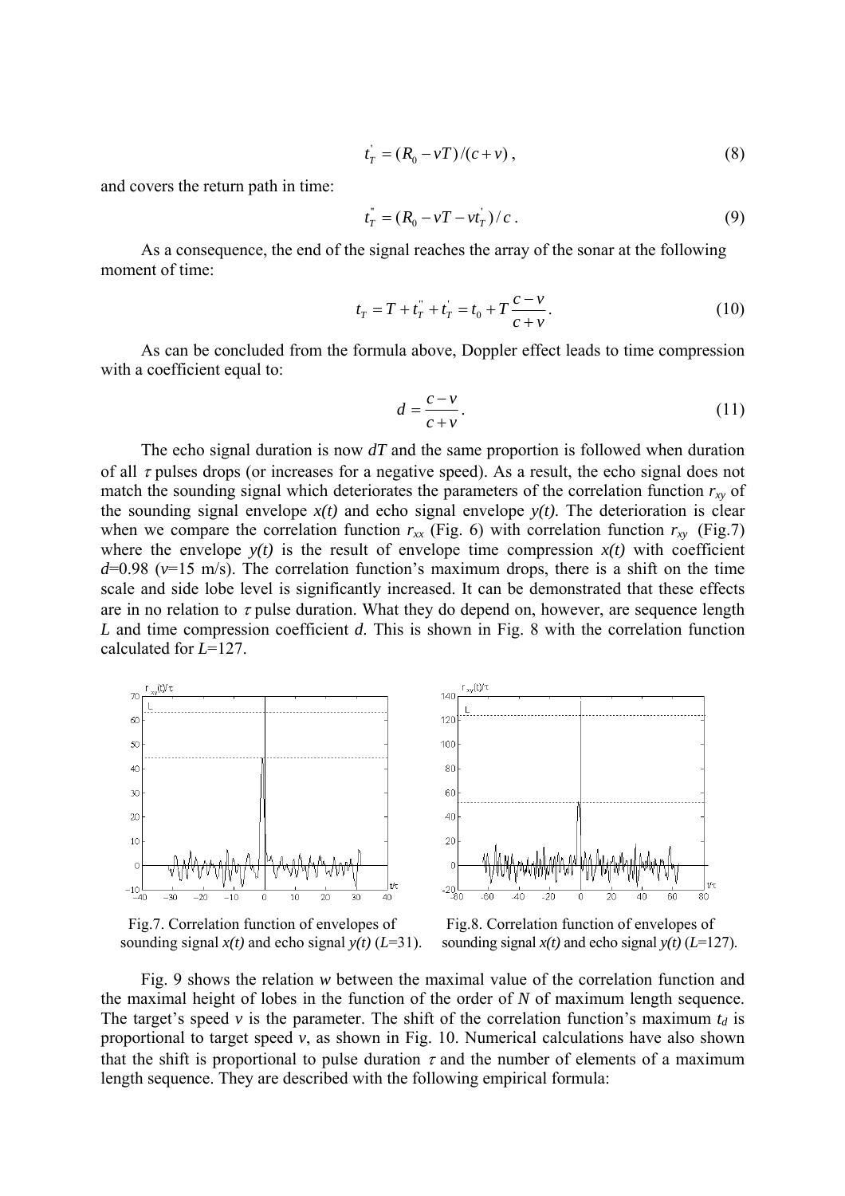$$t_T^{'} = (R_0 - vT)/(c+v)\,, \tag{8}$$

and covers the return path in time:

$$t_T^{"} = (R_0 - vT - vt_T^{'})/c\,. \tag{9}$$

As a consequence, the end of the signal reaches the array of the sonar at the following moment of time:

$$t_T = T + t_T^{"} + t_T^{'} = t_0 + T\frac{c-v}{c+v}\,. \tag{10}$$

As can be concluded from the formula above, Doppler effect leads to time compression with a coefficient equal to:

$$d = \frac{c-v}{c+v}\,. \tag{11}$$

The echo signal duration is now $dT$ and the same proportion is followed when duration of all $\tau$ pulses drops (or increases for a negative speed). As a result, the echo signal does not match the sounding signal which deteriorates the parameters of the correlation function $r_{xy}$ of the sounding signal envelope $x(t)$ and echo signal envelope $y(t)$. The deterioration is clear when we compare the correlation function $r_{xx}$ (Fig. 6) with correlation function $r_{xy}$ (Fig.7) where the envelope $y(t)$ is the result of envelope time compression $x(t)$ with coefficient $d$=0.98 ($v$=15 m/s). The correlation function's maximum drops, there is a shift on the time scale and side lobe level is significantly increased. It can be demonstrated that these effects are in no relation to $\tau$ pulse duration. What they do depend on, however, are sequence length $L$ and time compression coefficient $d$. This is shown in Fig. 8 with the correlation function calculated for $L$=127.

Fig.7. Correlation function of envelopes of sounding signal $x(t)$ and echo signal $y(t)$ ($L$=31).

Fig.8. Correlation function of envelopes of sounding signal $x(t)$ and echo signal $y(t)$ ($L$=127).

Fig. 9 shows the relation $w$ between the maximal value of the correlation function and the maximal height of lobes in the function of the order of $N$ of maximum length sequence. The target's speed $v$ is the parameter. The shift of the correlation function's maximum $t_d$ is proportional to target speed $v$, as shown in Fig. 10. Numerical calculations have also shown that the shift is proportional to pulse duration $\tau$ and the number of elements of a maximum length sequence. They are described with the following empirical formula: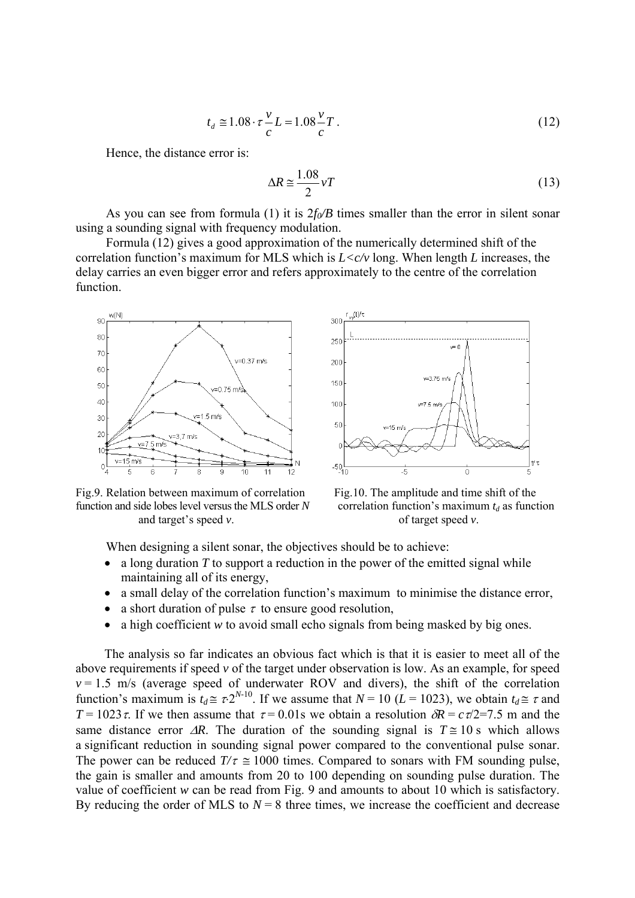$$t_d \cong 1.08 \cdot \tau \frac{v}{c} L = 1.08 \frac{v}{c} T . \qquad (12)$$

Hence, the distance error is:

$$\Delta R \cong \frac{1.08}{2} vT \qquad (13)$$

As you can see from formula (1) it is $2f_0/B$ times smaller than the error in silent sonar using a sounding signal with frequency modulation.

Formula (12) gives a good approximation of the numerically determined shift of the correlation function's maximum for MLS which is $L<c/v$ long. When length $L$ increases, the delay carries an even bigger error and refers approximately to the centre of the correlation function.

Fig.9. Relation between maximum of correlation function and side lobes level versus the MLS order $N$ and target's speed $v$.

Fig.10. The amplitude and time shift of the correlation function's maximum $t_d$ as function of target speed $v$.

When designing a silent sonar, the objectives should be to achieve:

- a long duration $T$ to support a reduction in the power of the emitted signal while maintaining all of its energy,
- a small delay of the correlation function's maximum to minimise the distance error,
- a short duration of pulse $\tau$ to ensure good resolution,
- a high coefficient $w$ to avoid small echo signals from being masked by big ones.

The analysis so far indicates an obvious fact which is that it is easier to meet all of the above requirements if speed $v$ of the target under observation is low. As an example, for speed $v = 1.5$ m/s (average speed of underwater ROV and divers), the shift of the correlation function's maximum is $t_d \cong \tau \cdot 2^{N-10}$. If we assume that $N = 10$ ($L = 1023$), we obtain $t_d \cong \tau$ and $T = 1023\tau$. If we then assume that $\tau = 0.01$s we obtain a resolution $\delta R = c\tau/2$=7.5 m and the same distance error $\Delta R$. The duration of the sounding signal is $T \cong 10$ s which allows a significant reduction in sounding signal power compared to the conventional pulse sonar. The power can be reduced $T/\tau \cong 1000$ times. Compared to sonars with FM sounding pulse, the gain is smaller and amounts from 20 to 100 depending on sounding pulse duration. The value of coefficient $w$ can be read from Fig. 9 and amounts to about 10 which is satisfactory. By reducing the order of MLS to $N = 8$ three times, we increase the coefficient and decrease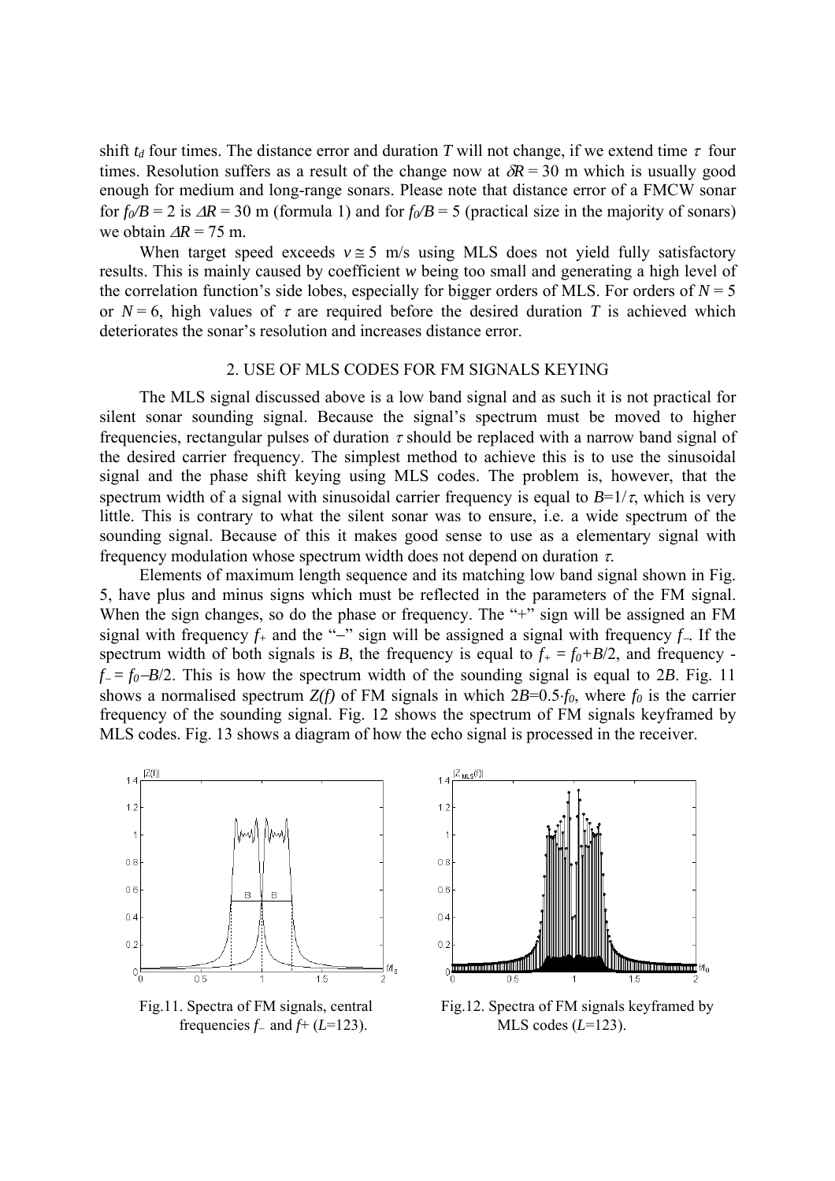shift $t_d$ four times. The distance error and duration $T$ will not change, if we extend time $\tau$ four times. Resolution suffers as a result of the change now at $\delta R = 30$ m which is usually good enough for medium and long-range sonars. Please note that distance error of a FMCW sonar for $f_0/B = 2$ is $\Delta R = 30$ m (formula 1) and for $f_0/B = 5$ (practical size in the majority of sonars) we obtain $\Delta R = 75$ m.

When target speed exceeds $v \cong 5$ m/s using MLS does not yield fully satisfactory results. This is mainly caused by coefficient $w$ being too small and generating a high level of the correlation function's side lobes, especially for bigger orders of MLS. For orders of $N = 5$ or $N = 6$, high values of $\tau$ are required before the desired duration $T$ is achieved which deteriorates the sonar's resolution and increases distance error.

## 2. USE OF MLS CODES FOR FM SIGNALS KEYING

The MLS signal discussed above is a low band signal and as such it is not practical for silent sonar sounding signal. Because the signal's spectrum must be moved to higher frequencies, rectangular pulses of duration $\tau$ should be replaced with a narrow band signal of the desired carrier frequency. The simplest method to achieve this is to use the sinusoidal signal and the phase shift keying using MLS codes. The problem is, however, that the spectrum width of a signal with sinusoidal carrier frequency is equal to $B=1/\tau$, which is very little. This is contrary to what the silent sonar was to ensure, i.e. a wide spectrum of the sounding signal. Because of this it makes good sense to use as a elementary signal with frequency modulation whose spectrum width does not depend on duration $\tau$.

Elements of maximum length sequence and its matching low band signal shown in Fig. 5, have plus and minus signs which must be reflected in the parameters of the FM signal. When the sign changes, so do the phase or frequency. The "+" sign will be assigned an FM signal with frequency $f_+$ and the "–" sign will be assigned a signal with frequency $f_-$. If the spectrum width of both signals is $B$, the frequency is equal to $f_+ = f_0+B/2$, and frequency - $f_- = f_0-B/2$. This is how the spectrum width of the sounding signal is equal to $2B$. Fig. 11 shows a normalised spectrum $Z(f)$ of FM signals in which $2B=0.5 \cdot f_0$, where $f_0$ is the carrier frequency of the sounding signal. Fig. 12 shows the spectrum of FM signals keyframed by MLS codes. Fig. 13 shows a diagram of how the echo signal is processed in the receiver.

Fig.11. Spectra of FM signals, central frequencies $f_-$ and $f_+$ ($L$=123).

Fig.12. Spectra of FM signals keyframed by MLS codes ($L$=123).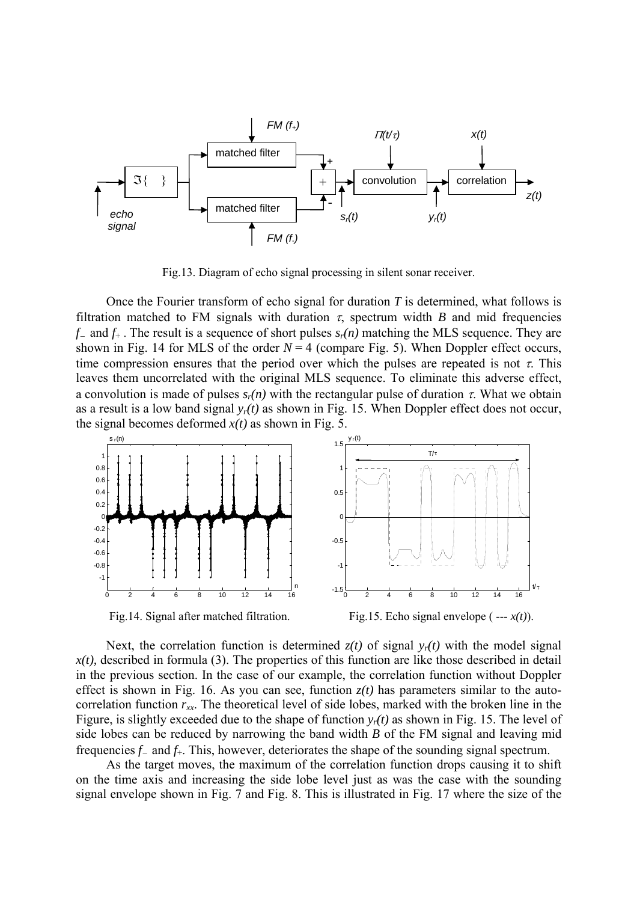Fig.13. Diagram of echo signal processing in silent sonar receiver.

Once the Fourier transform of echo signal for duration $T$ is determined, what follows is filtration matched to FM signals with duration $\tau$, spectrum width $B$ and mid frequencies $f_-$ and $f_+$. The result is a sequence of short pulses $s_r(n)$ matching the MLS sequence. They are shown in Fig. 14 for MLS of the order $N = 4$ (compare Fig. 5). When Doppler effect occurs, time compression ensures that the period over which the pulses are repeated is not $\tau$. This leaves them uncorrelated with the original MLS sequence. To eliminate this adverse effect, a convolution is made of pulses $s_r(n)$ with the rectangular pulse of duration $\tau$. What we obtain as a result is a low band signal $y_r(t)$ as shown in Fig. 15. When Doppler effect does not occur, the signal becomes deformed $x(t)$ as shown in Fig. 5.

Fig.14. Signal after matched filtration.

Fig.15. Echo signal envelope ( --- $x(t)$).

Next, the correlation function is determined $z(t)$ of signal $y_r(t)$ with the model signal $x(t)$, described in formula (3). The properties of this function are like those described in detail in the previous section. In the case of our example, the correlation function without Doppler effect is shown in Fig. 16. As you can see, function $z(t)$ has parameters similar to the auto-correlation function $r_{xx}$. The theoretical level of side lobes, marked with the broken line in the Figure, is slightly exceeded due to the shape of function $y_r(t)$ as shown in Fig. 15. The level of side lobes can be reduced by narrowing the band width $B$ of the FM signal and leaving mid frequencies $f_-$ and $f_+$. This, however, deteriorates the shape of the sounding signal spectrum.

As the target moves, the maximum of the correlation function drops causing it to shift on the time axis and increasing the side lobe level just as was the case with the sounding signal envelope shown in Fig. 7 and Fig. 8. This is illustrated in Fig. 17 where the size of the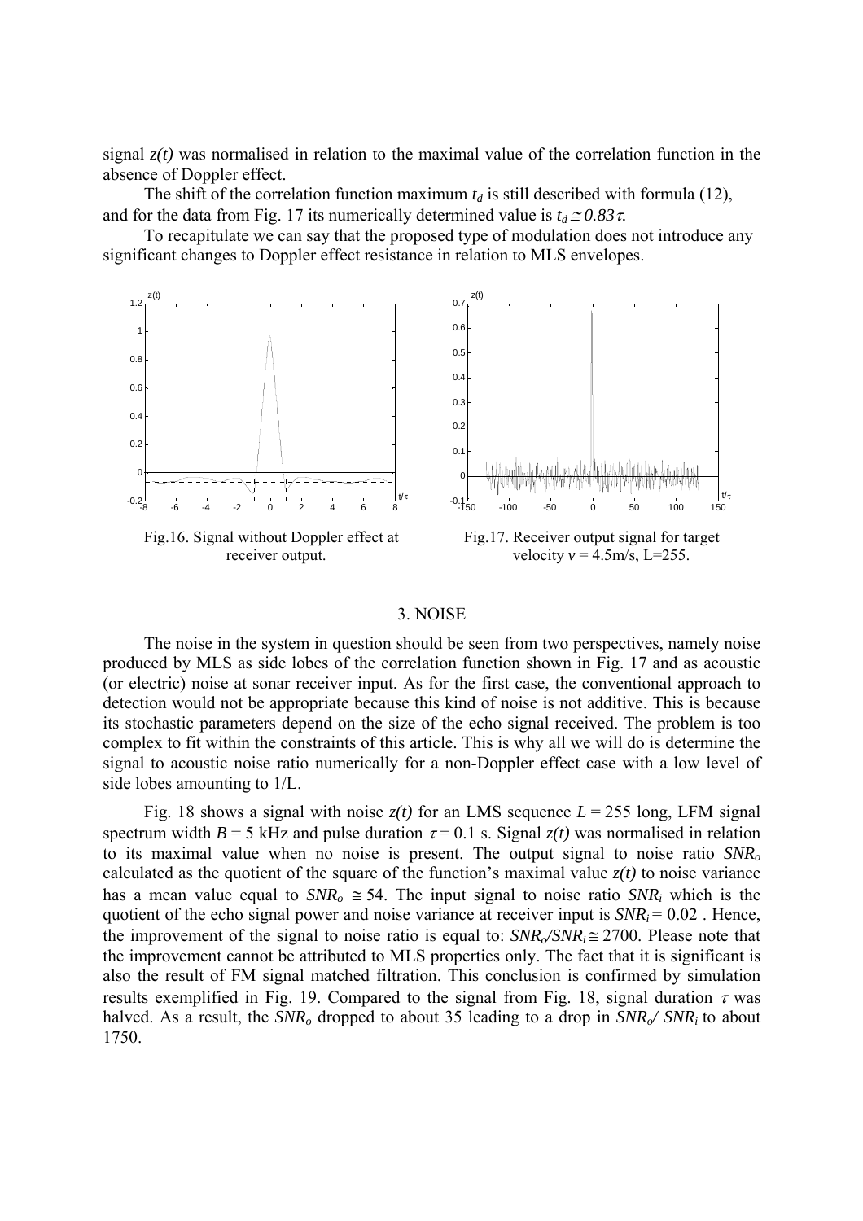signal $z(t)$ was normalised in relation to the maximal value of the correlation function in the absence of Doppler effect.

The shift of the correlation function maximum $t_d$ is still described with formula (12), and for the data from Fig. 17 its numerically determined value is $t_d \cong 0.83\tau$.

To recapitulate we can say that the proposed type of modulation does not introduce any significant changes to Doppler effect resistance in relation to MLS envelopes.

Fig.16. Signal without Doppler effect at receiver output.

Fig.17. Receiver output signal for target velocity $v$ = 4.5m/s, L=255.

## 3. NOISE

The noise in the system in question should be seen from two perspectives, namely noise produced by MLS as side lobes of the correlation function shown in Fig. 17 and as acoustic (or electric) noise at sonar receiver input. As for the first case, the conventional approach to detection would not be appropriate because this kind of noise is not additive. This is because its stochastic parameters depend on the size of the echo signal received. The problem is too complex to fit within the constraints of this article. This is why all we will do is determine the signal to acoustic noise ratio numerically for a non-Doppler effect case with a low level of side lobes amounting to 1/L.

Fig. 18 shows a signal with noise $z(t)$ for an LMS sequence $L$ = 255 long, LFM signal spectrum width $B$ = 5 kHz and pulse duration $\tau$ = 0.1 s. Signal $z(t)$ was normalised in relation to its maximal value when no noise is present. The output signal to noise ratio $SNR_o$ calculated as the quotient of the square of the function's maximal value $z(t)$ to noise variance has a mean value equal to $SNR_o \cong 54$. The input signal to noise ratio $SNR_i$ which is the quotient of the echo signal power and noise variance at receiver input is $SNR_i = 0.02$ . Hence, the improvement of the signal to noise ratio is equal to: $SNR_o/SNR_i \cong 2700$. Please note that the improvement cannot be attributed to MLS properties only. The fact that it is significant is also the result of FM signal matched filtration. This conclusion is confirmed by simulation results exemplified in Fig. 19. Compared to the signal from Fig. 18, signal duration $\tau$ was halved. As a result, the $SNR_o$ dropped to about 35 leading to a drop in $SNR_o/ SNR_i$ to about 1750.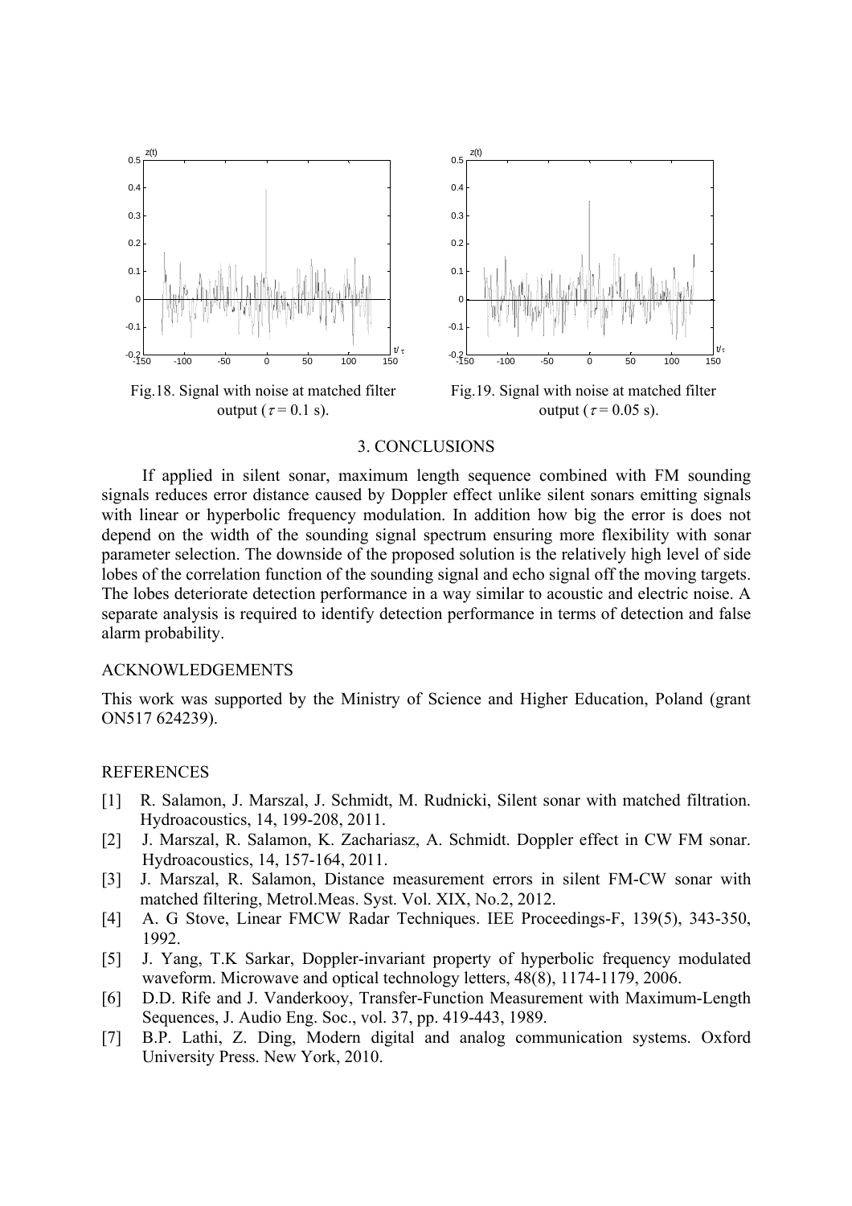z(t)

0.5
0.4
0.3
0.2
0.1
0
-0.1
-0.2

-150 -100 -50 0 50 100 150

t/τ

Fig.18. Signal with noise at matched filter output ($\tau = 0.1$ s).

z(t)

0.5
0.4
0.3
0.2
0.1
0
-0.1
-0.2

-150 -100 -50 0 50 100 150

t/τ

Fig.19. Signal with noise at matched filter output ($\tau = 0.05$ s).

## 3. CONCLUSIONS

If applied in silent sonar, maximum length sequence combined with FM sounding signals reduces error distance caused by Doppler effect unlike silent sonars emitting signals with linear or hyperbolic frequency modulation. In addition how big the error is does not depend on the width of the sounding signal spectrum ensuring more flexibility with sonar parameter selection. The downside of the proposed solution is the relatively high level of side lobes of the correlation function of the sounding signal and echo signal off the moving targets. The lobes deteriorate detection performance in a way similar to acoustic and electric noise. A separate analysis is required to identify detection performance in terms of detection and false alarm probability.

## ACKNOWLEDGEMENTS

This work was supported by the Ministry of Science and Higher Education, Poland (grant ON517 624239).

## REFERENCES

[1] R. Salamon, J. Marszal, J. Schmidt, M. Rudnicki, Silent sonar with matched filtration. Hydroacoustics, 14, 199-208, 2011.

[2] J. Marszal, R. Salamon, K. Zachariasz, A. Schmidt. Doppler effect in CW FM sonar. Hydroacoustics, 14, 157-164, 2011.

[3] J. Marszal, R. Salamon, Distance measurement errors in silent FM-CW sonar with matched filtering, Metrol.Meas. Syst. Vol. XIX, No.2, 2012.

[4] A. G Stove, Linear FMCW Radar Techniques. IEE Proceedings-F, 139(5), 343-350, 1992.

[5] J. Yang, T.K Sarkar, Doppler-invariant property of hyperbolic frequency modulated waveform. Microwave and optical technology letters, 48(8), 1174-1179, 2006.

[6] D.D. Rife and J. Vanderkooy, Transfer-Function Measurement with Maximum-Length Sequences, J. Audio Eng. Soc., vol. 37, pp. 419-443, 1989.

[7] B.P. Lathi, Z. Ding, Modern digital and analog communication systems. Oxford University Press. New York, 2010.